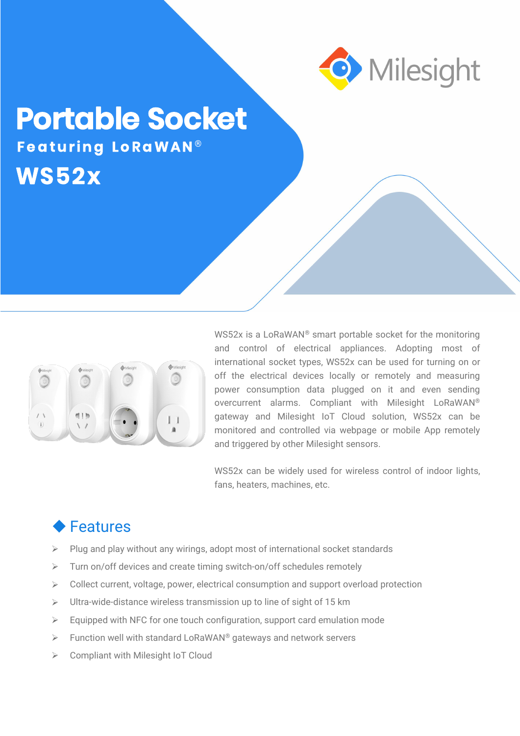Milesight

# Portable Socket

**Featuring LoRaWAN®**

# WS52x

WS52x is a LoRaWAN® smart portable socket for the monitoring and control of electrical appliances. Adopting most of international socket types, WS52x can be used for turning on or off the electrical devices locally or remotely and measuring power consumption data plugged on it and even sending overcurrent alarms. Compliant with Milesight LoRaWAN® gateway and Milesight IoT Cloud solution, WS52x can be monitored and controlled via webpage or mobile App remotely and triggered by other Milesight sensors.

WS52x can be widely used for wireless control of indoor lights, fans, heaters, machines, etc.

## Features

- Plug and play without any wirings, adopt most of international socket standards
- Turn on/off devices and create timing switch-on/off schedules remotely
- Collect current, voltage, power, electrical consumption and support overload protection
- Ultra-wide-distance wireless transmission up to line of sight of 15 km
- Equipped with NFC for one touch configuration, support card emulation mode
- Function well with standard LoRaWAN® gateways and network servers
- Compliant with Milesight IoT Cloud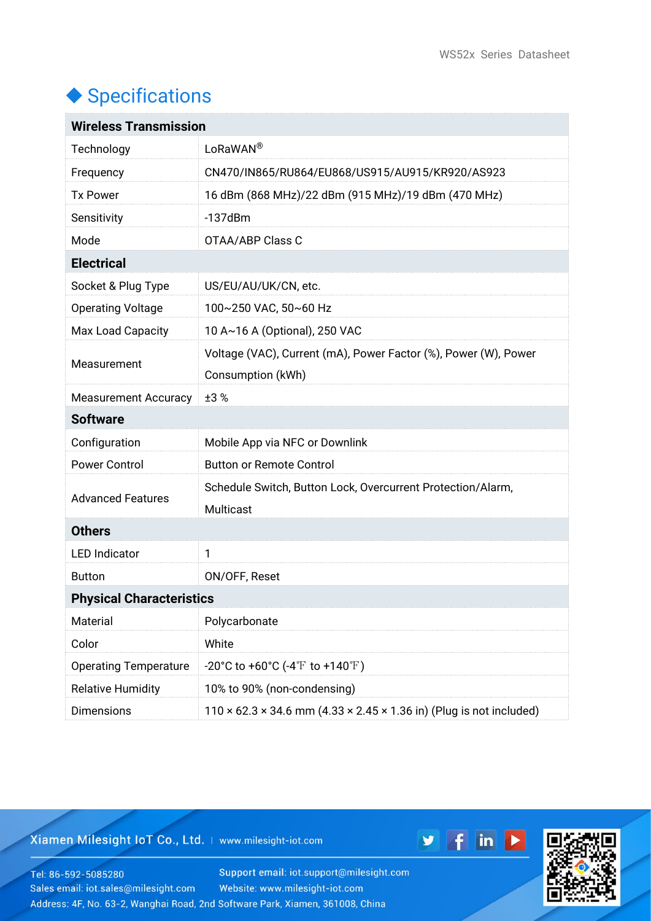## Specifications

| | |
|---|---|
| **Wireless Transmission** | |
| Technology | LoRaWAN® |
| Frequency | CN470/IN865/RU864/EU868/US915/AU915/KR920/AS923 |
| Tx Power | 16 dBm (868 MHz)/22 dBm (915 MHz)/19 dBm (470 MHz) |
| Sensitivity | -137dBm |
| Mode | OTAA/ABP Class C |
| **Electrical** | |
| Socket & Plug Type | US/EU/AU/UK/CN, etc. |
| Operating Voltage | 100~250 VAC, 50~60 Hz |
| Max Load Capacity | 10 A~16 A (Optional), 250 VAC |
| Measurement | Voltage (VAC), Current (mA), Power Factor (%), Power (W), Power Consumption (kWh) |
| Measurement Accuracy | ±3 % |
| **Software** | |
| Configuration | Mobile App via NFC or Downlink |
| Power Control | Button or Remote Control |
| Advanced Features | Schedule Switch, Button Lock, Overcurrent Protection/Alarm, Multicast |
| **Others** | |
| LED Indicator | 1 |
| Button | ON/OFF, Reset |
| **Physical Characteristics** | |
| Material | Polycarbonate |
| Color | White |
| Operating Temperature | -20°C to +60°C (-4℉ to +140℉) |
| Relative Humidity | 10% to 90% (non-condensing) |
| Dimensions | 110 × 62.3 × 34.6 mm (4.33 × 2.45 × 1.36 in) (Plug is not included) |

Xiamen Milesight IoT Co., Ltd. | www.milesight-iot.com

Tel: 86-592-5085280
Sales email: iot.sales@milesight.com
Support email: iot.support@milesight.com
Website: www.milesight-iot.com
Address: 4F, No. 63-2, Wanghai Road, 2nd Software Park, Xiamen, 361008, China